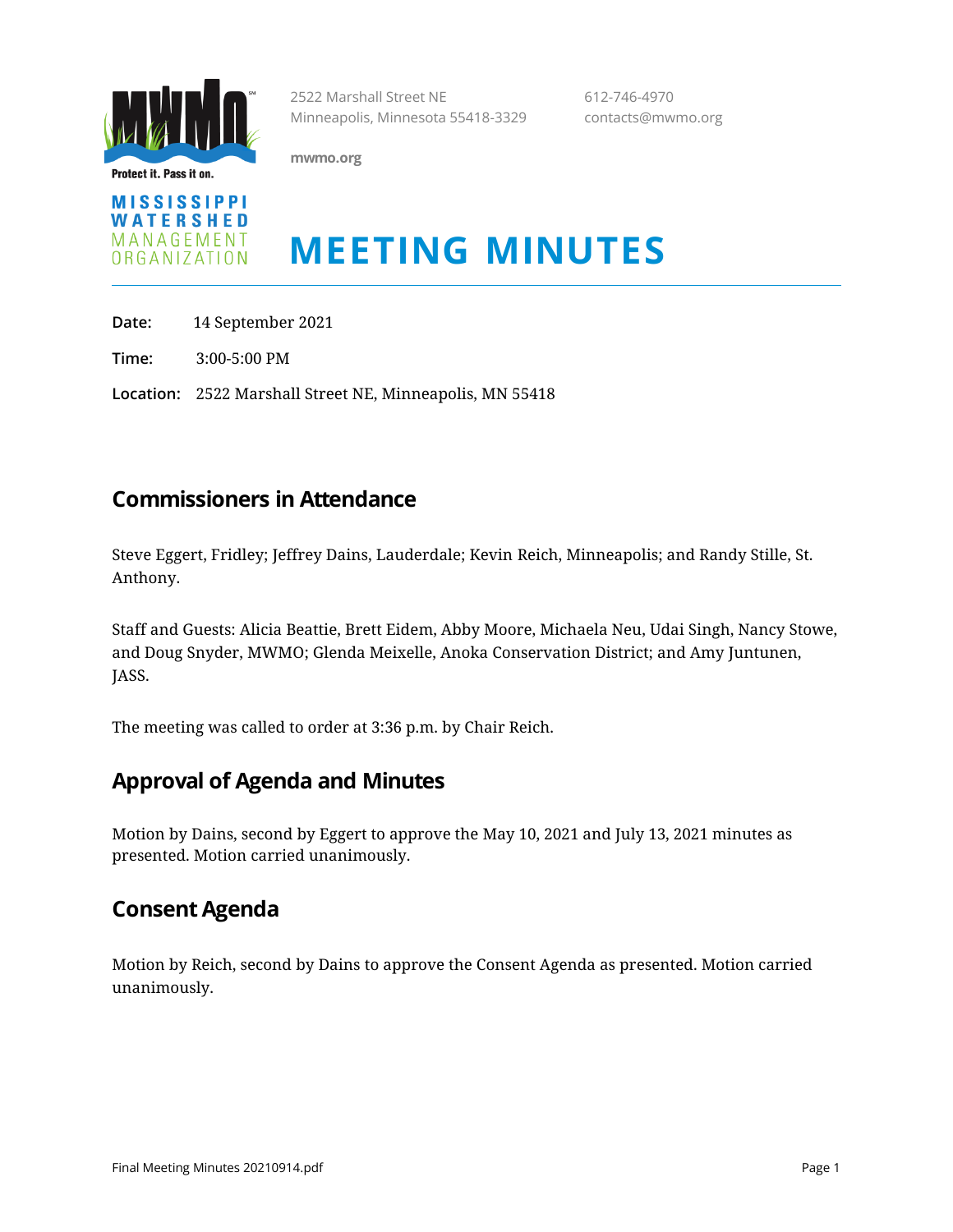Protect it. Pass it on.

MISSISSIPPI WATERSHED MANAGEMENT ORGANIZATION

2522 Marshall Street NE
Minneapolis, Minnesota 55418-3329

mwmo.org

612-746-4970
contacts@mwmo.org

# MEETING MINUTES

**Date:** 14 September 2021

**Time:** 3:00-5:00 PM

**Location:** 2522 Marshall Street NE, Minneapolis, MN 55418

## Commissioners in Attendance

Steve Eggert, Fridley; Jeffrey Dains, Lauderdale; Kevin Reich, Minneapolis; and Randy Stille, St. Anthony.

Staff and Guests: Alicia Beattie, Brett Eidem, Abby Moore, Michaela Neu, Udai Singh, Nancy Stowe, and Doug Snyder, MWMO; Glenda Meixelle, Anoka Conservation District; and Amy Juntunen, JASS.

The meeting was called to order at 3:36 p.m. by Chair Reich.

## Approval of Agenda and Minutes

Motion by Dains, second by Eggert to approve the May 10, 2021 and July 13, 2021 minutes as presented. Motion carried unanimously.

## Consent Agenda

Motion by Reich, second by Dains to approve the Consent Agenda as presented. Motion carried unanimously.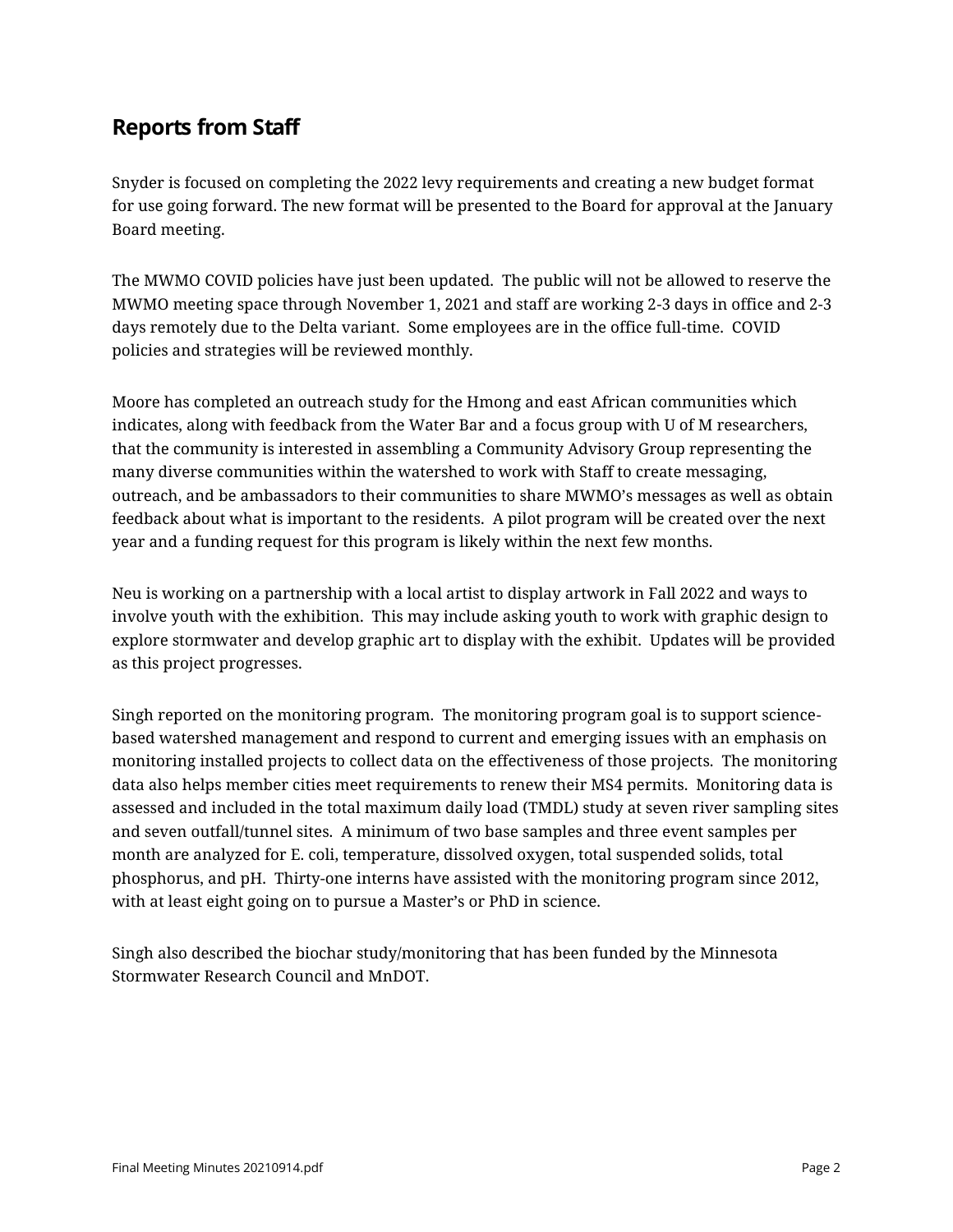## Reports from Staff

Snyder is focused on completing the 2022 levy requirements and creating a new budget format for use going forward. The new format will be presented to the Board for approval at the January Board meeting.

The MWMO COVID policies have just been updated. The public will not be allowed to reserve the MWMO meeting space through November 1, 2021 and staff are working 2-3 days in office and 2-3 days remotely due to the Delta variant. Some employees are in the office full-time. COVID policies and strategies will be reviewed monthly.

Moore has completed an outreach study for the Hmong and east African communities which indicates, along with feedback from the Water Bar and a focus group with U of M researchers, that the community is interested in assembling a Community Advisory Group representing the many diverse communities within the watershed to work with Staff to create messaging, outreach, and be ambassadors to their communities to share MWMO's messages as well as obtain feedback about what is important to the residents. A pilot program will be created over the next year and a funding request for this program is likely within the next few months.

Neu is working on a partnership with a local artist to display artwork in Fall 2022 and ways to involve youth with the exhibition. This may include asking youth to work with graphic design to explore stormwater and develop graphic art to display with the exhibit. Updates will be provided as this project progresses.

Singh reported on the monitoring program. The monitoring program goal is to support science-based watershed management and respond to current and emerging issues with an emphasis on monitoring installed projects to collect data on the effectiveness of those projects. The monitoring data also helps member cities meet requirements to renew their MS4 permits. Monitoring data is assessed and included in the total maximum daily load (TMDL) study at seven river sampling sites and seven outfall/tunnel sites. A minimum of two base samples and three event samples per month are analyzed for E. coli, temperature, dissolved oxygen, total suspended solids, total phosphorus, and pH. Thirty-one interns have assisted with the monitoring program since 2012, with at least eight going on to pursue a Master's or PhD in science.

Singh also described the biochar study/monitoring that has been funded by the Minnesota Stormwater Research Council and MnDOT.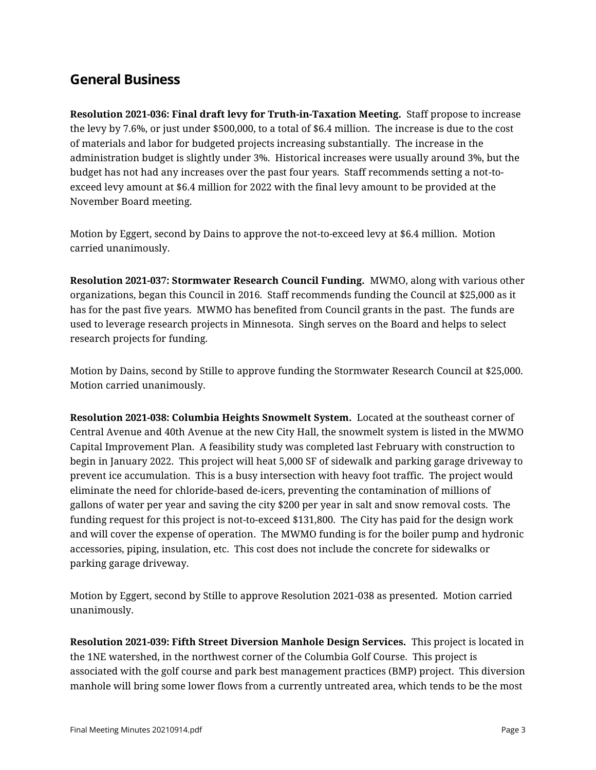## General Business

**Resolution 2021-036: Final draft levy for Truth-in-Taxation Meeting.** Staff propose to increase the levy by 7.6%, or just under $500,000, to a total of $6.4 million. The increase is due to the cost of materials and labor for budgeted projects increasing substantially. The increase in the administration budget is slightly under 3%. Historical increases were usually around 3%, but the budget has not had any increases over the past four years. Staff recommends setting a not-to-exceed levy amount at $6.4 million for 2022 with the final levy amount to be provided at the November Board meeting.

Motion by Eggert, second by Dains to approve the not-to-exceed levy at $6.4 million. Motion carried unanimously.

**Resolution 2021-037: Stormwater Research Council Funding.** MWMO, along with various other organizations, began this Council in 2016. Staff recommends funding the Council at $25,000 as it has for the past five years. MWMO has benefited from Council grants in the past. The funds are used to leverage research projects in Minnesota. Singh serves on the Board and helps to select research projects for funding.

Motion by Dains, second by Stille to approve funding the Stormwater Research Council at $25,000. Motion carried unanimously.

**Resolution 2021-038: Columbia Heights Snowmelt System.** Located at the southeast corner of Central Avenue and 40th Avenue at the new City Hall, the snowmelt system is listed in the MWMO Capital Improvement Plan. A feasibility study was completed last February with construction to begin in January 2022. This project will heat 5,000 SF of sidewalk and parking garage driveway to prevent ice accumulation. This is a busy intersection with heavy foot traffic. The project would eliminate the need for chloride-based de-icers, preventing the contamination of millions of gallons of water per year and saving the city $200 per year in salt and snow removal costs. The funding request for this project is not-to-exceed $131,800. The City has paid for the design work and will cover the expense of operation. The MWMO funding is for the boiler pump and hydronic accessories, piping, insulation, etc. This cost does not include the concrete for sidewalks or parking garage driveway.

Motion by Eggert, second by Stille to approve Resolution 2021-038 as presented. Motion carried unanimously.

**Resolution 2021-039: Fifth Street Diversion Manhole Design Services.** This project is located in the 1NE watershed, in the northwest corner of the Columbia Golf Course. This project is associated with the golf course and park best management practices (BMP) project. This diversion manhole will bring some lower flows from a currently untreated area, which tends to be the most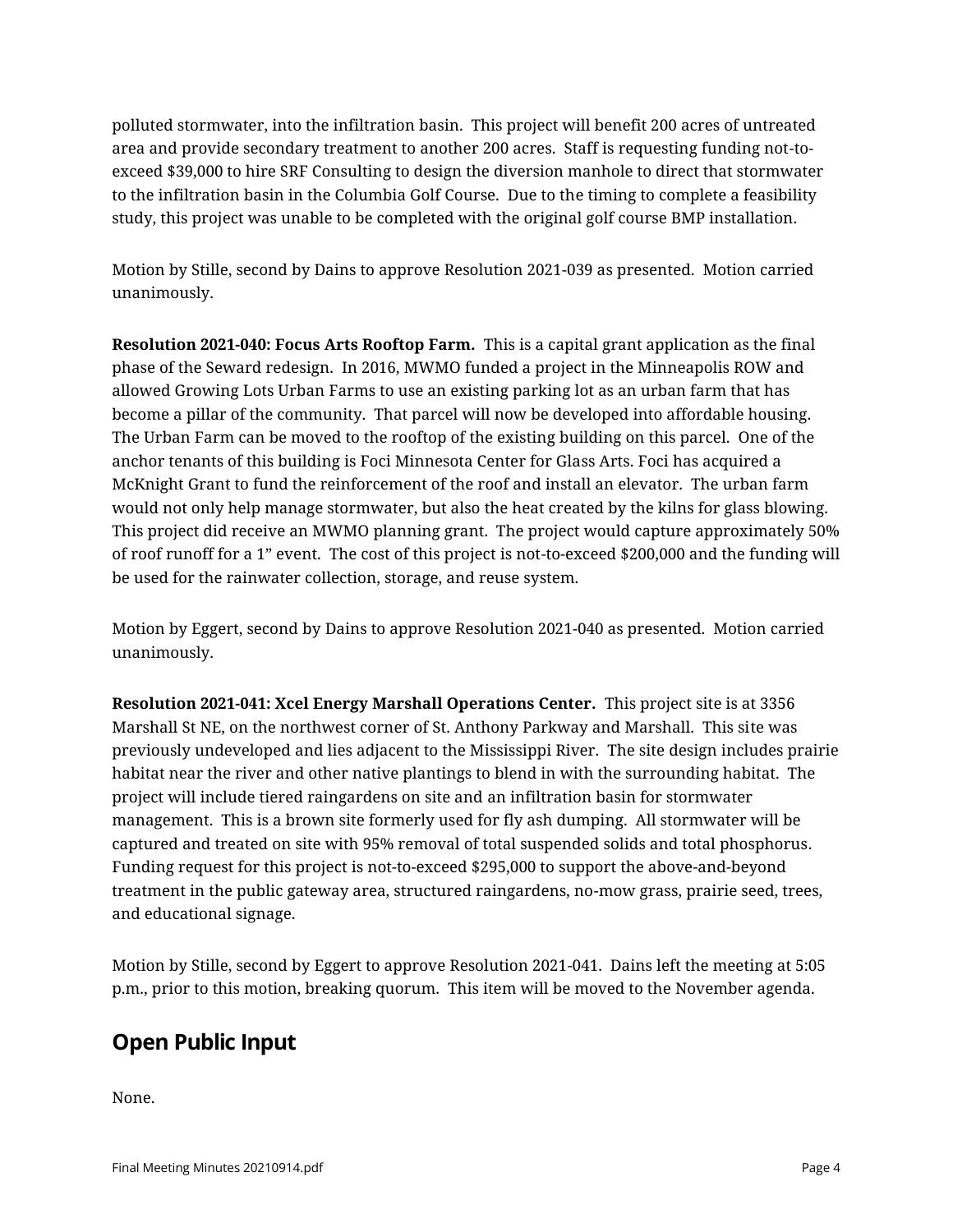polluted stormwater, into the infiltration basin. This project will benefit 200 acres of untreated area and provide secondary treatment to another 200 acres. Staff is requesting funding not-to-exceed $39,000 to hire SRF Consulting to design the diversion manhole to direct that stormwater to the infiltration basin in the Columbia Golf Course. Due to the timing to complete a feasibility study, this project was unable to be completed with the original golf course BMP installation.

Motion by Stille, second by Dains to approve Resolution 2021-039 as presented. Motion carried unanimously.

**Resolution 2021-040: Focus Arts Rooftop Farm.** This is a capital grant application as the final phase of the Seward redesign. In 2016, MWMO funded a project in the Minneapolis ROW and allowed Growing Lots Urban Farms to use an existing parking lot as an urban farm that has become a pillar of the community. That parcel will now be developed into affordable housing. The Urban Farm can be moved to the rooftop of the existing building on this parcel. One of the anchor tenants of this building is Foci Minnesota Center for Glass Arts. Foci has acquired a McKnight Grant to fund the reinforcement of the roof and install an elevator. The urban farm would not only help manage stormwater, but also the heat created by the kilns for glass blowing. This project did receive an MWMO planning grant. The project would capture approximately 50% of roof runoff for a 1" event. The cost of this project is not-to-exceed $200,000 and the funding will be used for the rainwater collection, storage, and reuse system.

Motion by Eggert, second by Dains to approve Resolution 2021-040 as presented. Motion carried unanimously.

**Resolution 2021-041: Xcel Energy Marshall Operations Center.** This project site is at 3356 Marshall St NE, on the northwest corner of St. Anthony Parkway and Marshall. This site was previously undeveloped and lies adjacent to the Mississippi River. The site design includes prairie habitat near the river and other native plantings to blend in with the surrounding habitat. The project will include tiered raingardens on site and an infiltration basin for stormwater management. This is a brown site formerly used for fly ash dumping. All stormwater will be captured and treated on site with 95% removal of total suspended solids and total phosphorus. Funding request for this project is not-to-exceed $295,000 to support the above-and-beyond treatment in the public gateway area, structured raingardens, no-mow grass, prairie seed, trees, and educational signage.

Motion by Stille, second by Eggert to approve Resolution 2021-041. Dains left the meeting at 5:05 p.m., prior to this motion, breaking quorum. This item will be moved to the November agenda.

## Open Public Input

None.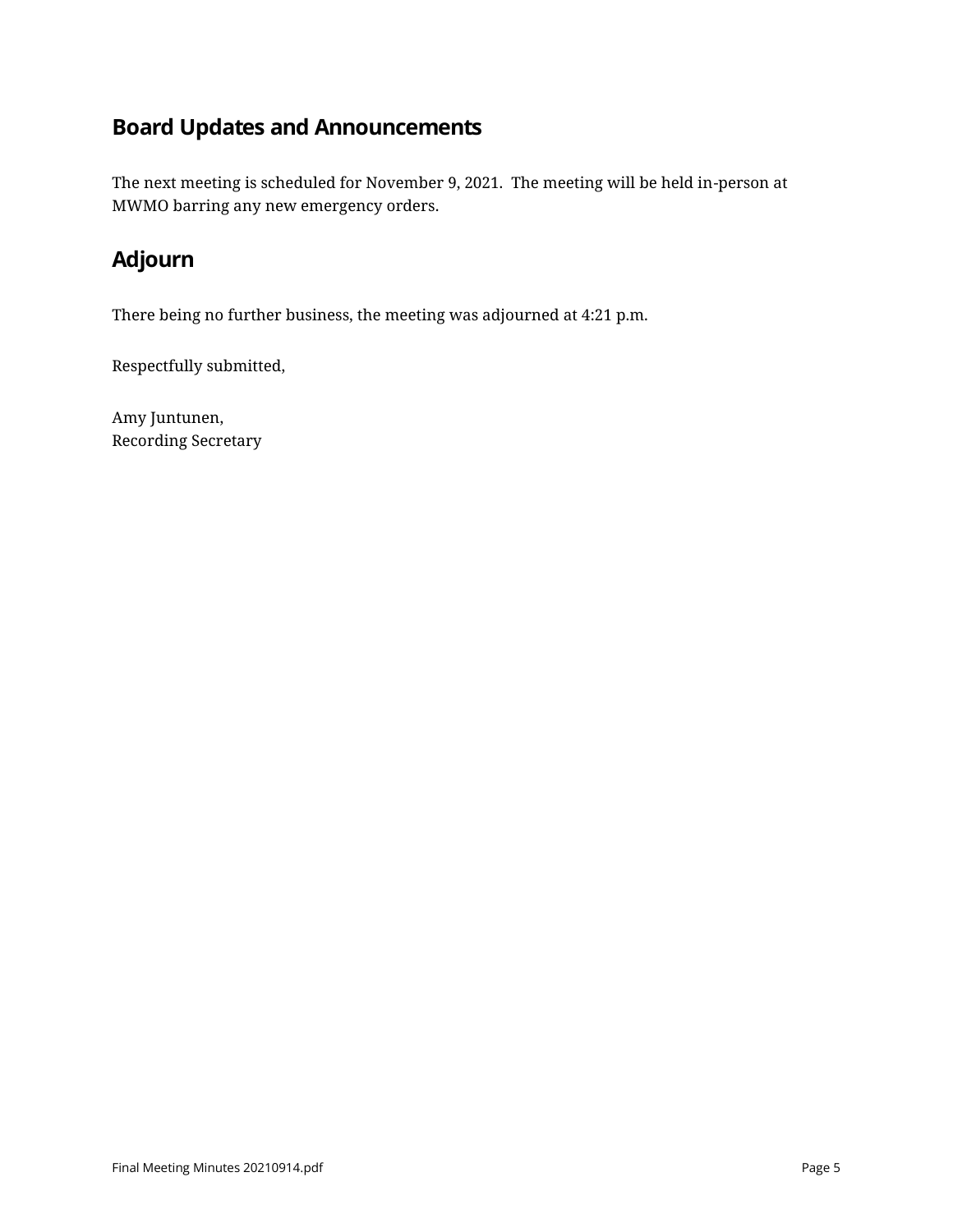## Board Updates and Announcements

The next meeting is scheduled for November 9, 2021. The meeting will be held in-person at MWMO barring any new emergency orders.

## Adjourn

There being no further business, the meeting was adjourned at 4:21 p.m.

Respectfully submitted,

Amy Juntunen,
Recording Secretary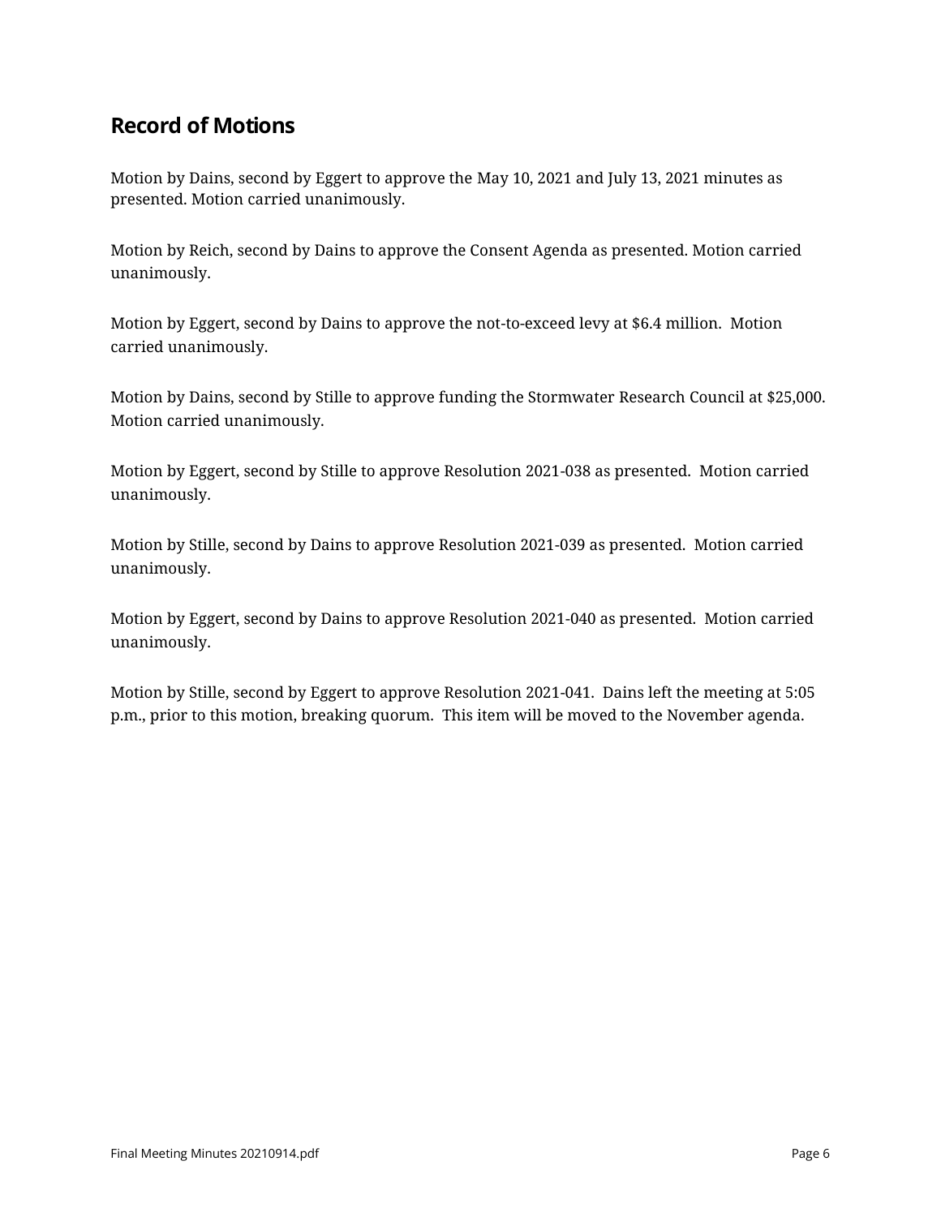## Record of Motions

Motion by Dains, second by Eggert to approve the May 10, 2021 and July 13, 2021 minutes as presented. Motion carried unanimously.

Motion by Reich, second by Dains to approve the Consent Agenda as presented. Motion carried unanimously.

Motion by Eggert, second by Dains to approve the not-to-exceed levy at $6.4 million. Motion carried unanimously.

Motion by Dains, second by Stille to approve funding the Stormwater Research Council at $25,000. Motion carried unanimously.

Motion by Eggert, second by Stille to approve Resolution 2021-038 as presented. Motion carried unanimously.

Motion by Stille, second by Dains to approve Resolution 2021-039 as presented. Motion carried unanimously.

Motion by Eggert, second by Dains to approve Resolution 2021-040 as presented. Motion carried unanimously.

Motion by Stille, second by Eggert to approve Resolution 2021-041. Dains left the meeting at 5:05 p.m., prior to this motion, breaking quorum. This item will be moved to the November agenda.